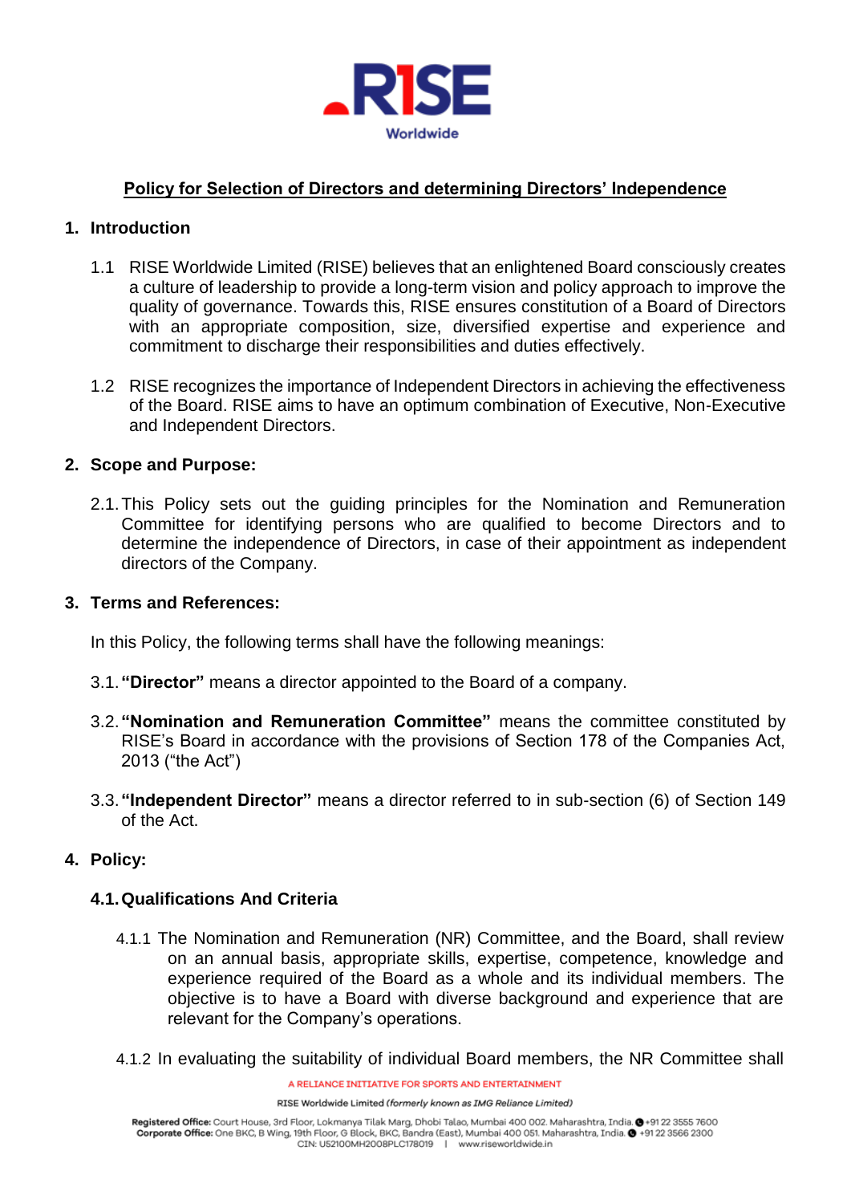# Policy for Selection of Directors and determining Directors' Independence

## 1. Introduction

1.1 RISE Worldwide Limited (RISE) believes that an enlightened Board consciously creates a culture of leadership to provide a long-term vision and policy approach to improve the quality of governance. Towards this, RISE ensures constitution of a Board of Directors with an appropriate composition, size, diversified expertise and experience and commitment to discharge their responsibilities and duties effectively.

1.2 RISE recognizes the importance of Independent Directors in achieving the effectiveness of the Board. RISE aims to have an optimum combination of Executive, Non-Executive and Independent Directors.

## 2. Scope and Purpose:

2.1. This Policy sets out the guiding principles for the Nomination and Remuneration Committee for identifying persons who are qualified to become Directors and to determine the independence of Directors, in case of their appointment as independent directors of the Company.

## 3. Terms and References:

In this Policy, the following terms shall have the following meanings:

3.1. **"Director"** means a director appointed to the Board of a company.

3.2. **"Nomination and Remuneration Committee"** means the committee constituted by RISE's Board in accordance with the provisions of Section 178 of the Companies Act, 2013 ("the Act")

3.3. **"Independent Director"** means a director referred to in sub-section (6) of Section 149 of the Act.

## 4. Policy:

### 4.1. Qualifications And Criteria

4.1.1 The Nomination and Remuneration (NR) Committee, and the Board, shall review on an annual basis, appropriate skills, expertise, competence, knowledge and experience required of the Board as a whole and its individual members. The objective is to have a Board with diverse background and experience that are relevant for the Company's operations.

4.1.2 In evaluating the suitability of individual Board members, the NR Committee shall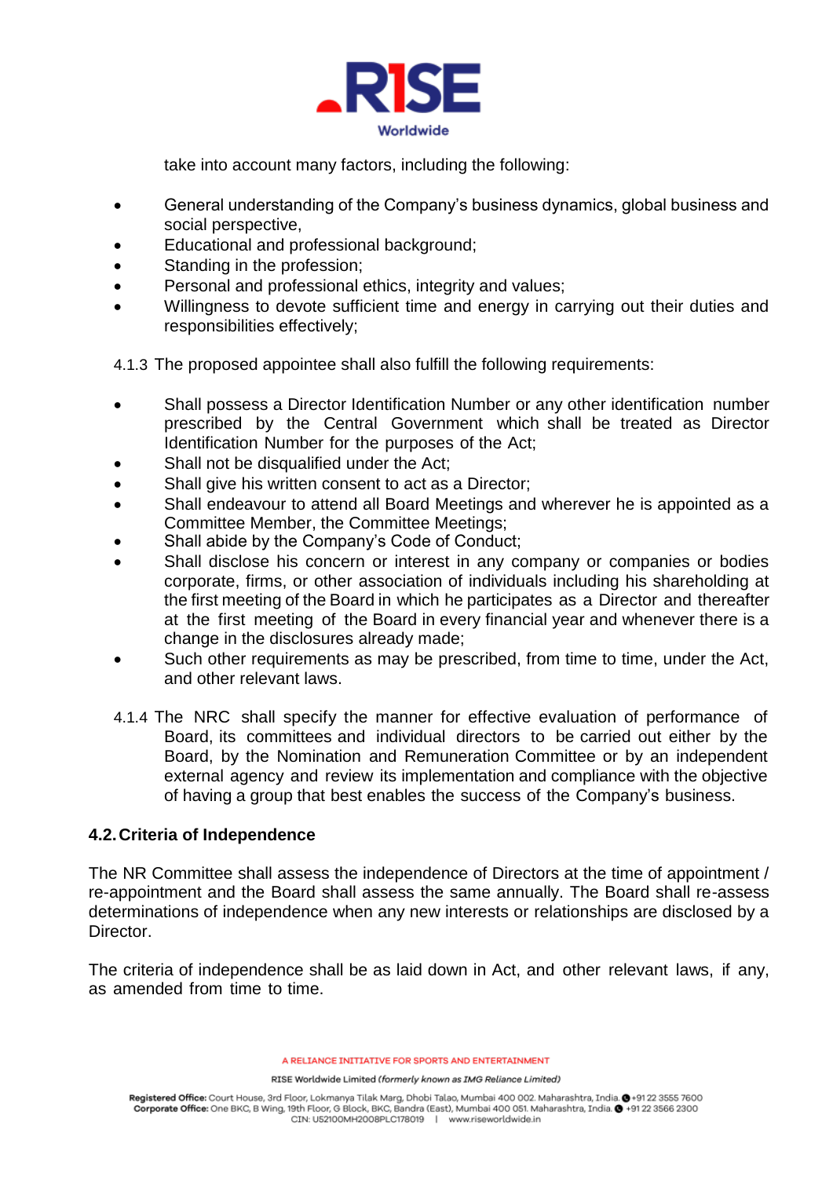take into account many factors, including the following:

- General understanding of the Company's business dynamics, global business and social perspective,
- Educational and professional background;
- Standing in the profession;
- Personal and professional ethics, integrity and values;
- Willingness to devote sufficient time and energy in carrying out their duties and responsibilities effectively;

4.1.3 The proposed appointee shall also fulfill the following requirements:

- Shall possess a Director Identification Number or any other identification number prescribed by the Central Government which shall be treated as Director Identification Number for the purposes of the Act;
- Shall not be disqualified under the Act;
- Shall give his written consent to act as a Director;
- Shall endeavour to attend all Board Meetings and wherever he is appointed as a Committee Member, the Committee Meetings;
- Shall abide by the Company's Code of Conduct;
- Shall disclose his concern or interest in any company or companies or bodies corporate, firms, or other association of individuals including his shareholding at the first meeting of the Board in which he participates as a Director and thereafter at the first meeting of the Board in every financial year and whenever there is a change in the disclosures already made;
- Such other requirements as may be prescribed, from time to time, under the Act, and other relevant laws.

4.1.4 The NRC shall specify the manner for effective evaluation of performance of Board, its committees and individual directors to be carried out either by the Board, by the Nomination and Remuneration Committee or by an independent external agency and review its implementation and compliance with the objective of having a group that best enables the success of the Company's business.

**4.2. Criteria of Independence**

The NR Committee shall assess the independence of Directors at the time of appointment / re-appointment and the Board shall assess the same annually. The Board shall re-assess determinations of independence when any new interests or relationships are disclosed by a Director.

The criteria of independence shall be as laid down in Act, and other relevant laws, if any, as amended from time to time.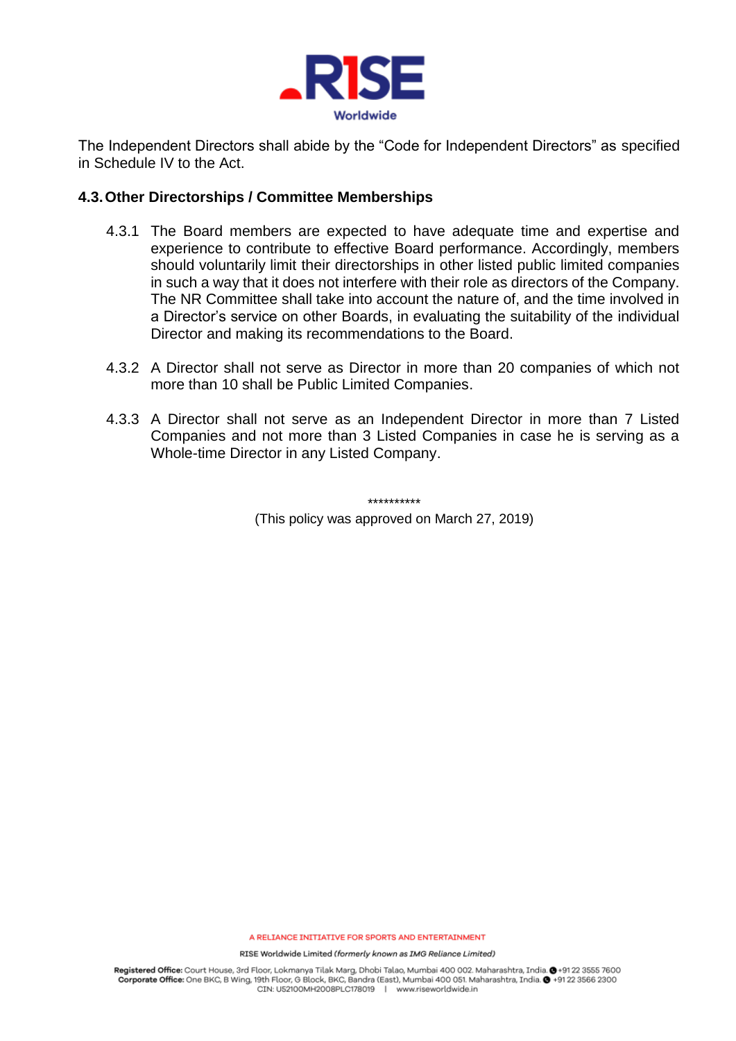The Independent Directors shall abide by the "Code for Independent Directors" as specified in Schedule IV to the Act.

### 4.3. Other Directorships / Committee Memberships

4.3.1 The Board members are expected to have adequate time and expertise and experience to contribute to effective Board performance. Accordingly, members should voluntarily limit their directorships in other listed public limited companies in such a way that it does not interfere with their role as directors of the Company. The NR Committee shall take into account the nature of, and the time involved in a Director's service on other Boards, in evaluating the suitability of the individual Director and making its recommendations to the Board.

4.3.2 A Director shall not serve as Director in more than 20 companies of which not more than 10 shall be Public Limited Companies.

4.3.3 A Director shall not serve as an Independent Director in more than 7 Listed Companies and not more than 3 Listed Companies in case he is serving as a Whole-time Director in any Listed Company.

**********

(This policy was approved on March 27, 2019)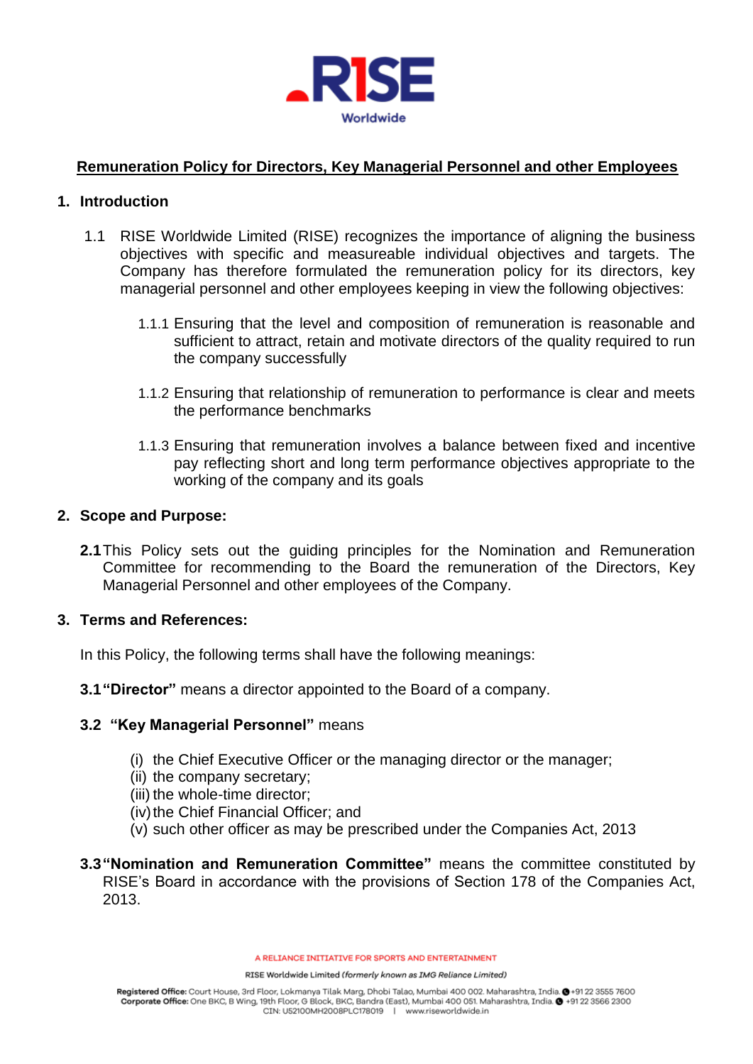## Remuneration Policy for Directors, Key Managerial Personnel and other Employees

### 1. Introduction

1.1 RISE Worldwide Limited (RISE) recognizes the importance of aligning the business objectives with specific and measureable individual objectives and targets. The Company has therefore formulated the remuneration policy for its directors, key managerial personnel and other employees keeping in view the following objectives:

1.1.1 Ensuring that the level and composition of remuneration is reasonable and sufficient to attract, retain and motivate directors of the quality required to run the company successfully

1.1.2 Ensuring that relationship of remuneration to performance is clear and meets the performance benchmarks

1.1.3 Ensuring that remuneration involves a balance between fixed and incentive pay reflecting short and long term performance objectives appropriate to the working of the company and its goals

### 2. Scope and Purpose:

**2.1** This Policy sets out the guiding principles for the Nomination and Remuneration Committee for recommending to the Board the remuneration of the Directors, Key Managerial Personnel and other employees of the Company.

### 3. Terms and References:

In this Policy, the following terms shall have the following meanings:

**3.1 "Director"** means a director appointed to the Board of a company.

**3.2 "Key Managerial Personnel"** means

(i) the Chief Executive Officer or the managing director or the manager;
(ii) the company secretary;
(iii) the whole-time director;
(iv) the Chief Financial Officer; and
(v) such other officer as may be prescribed under the Companies Act, 2013

**3.3 "Nomination and Remuneration Committee"** means the committee constituted by RISE's Board in accordance with the provisions of Section 178 of the Companies Act, 2013.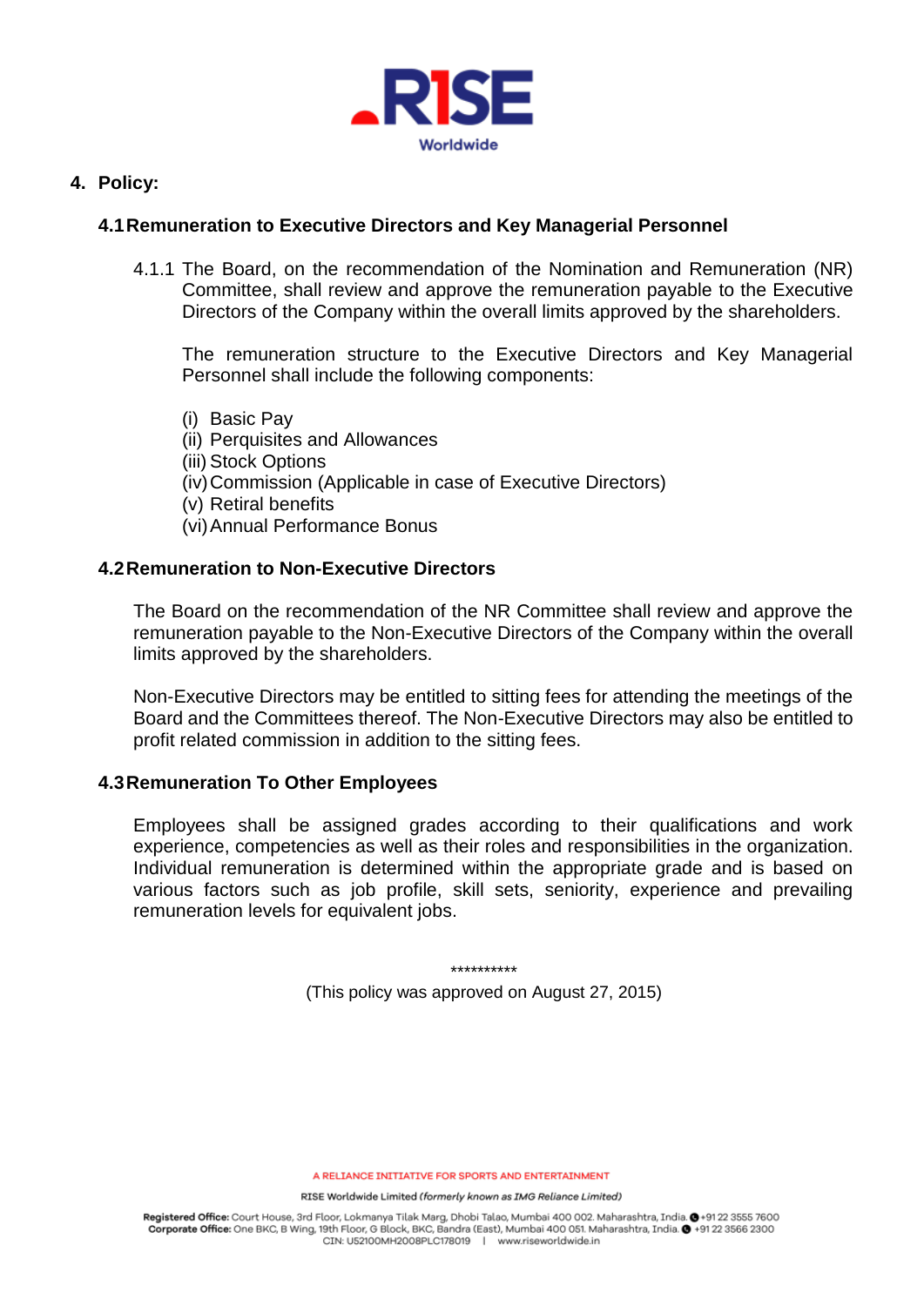## 4. Policy:

### 4.1 Remuneration to Executive Directors and Key Managerial Personnel

4.1.1 The Board, on the recommendation of the Nomination and Remuneration (NR) Committee, shall review and approve the remuneration payable to the Executive Directors of the Company within the overall limits approved by the shareholders.

The remuneration structure to the Executive Directors and Key Managerial Personnel shall include the following components:

(i) Basic Pay
(ii) Perquisites and Allowances
(iii) Stock Options
(iv) Commission (Applicable in case of Executive Directors)
(v) Retiral benefits
(vi) Annual Performance Bonus

### 4.2 Remuneration to Non-Executive Directors

The Board on the recommendation of the NR Committee shall review and approve the remuneration payable to the Non-Executive Directors of the Company within the overall limits approved by the shareholders.

Non-Executive Directors may be entitled to sitting fees for attending the meetings of the Board and the Committees thereof. The Non-Executive Directors may also be entitled to profit related commission in addition to the sitting fees.

### 4.3 Remuneration To Other Employees

Employees shall be assigned grades according to their qualifications and work experience, competencies as well as their roles and responsibilities in the organization. Individual remuneration is determined within the appropriate grade and is based on various factors such as job profile, skill sets, seniority, experience and prevailing remuneration levels for equivalent jobs.

**********

(This policy was approved on August 27, 2015)